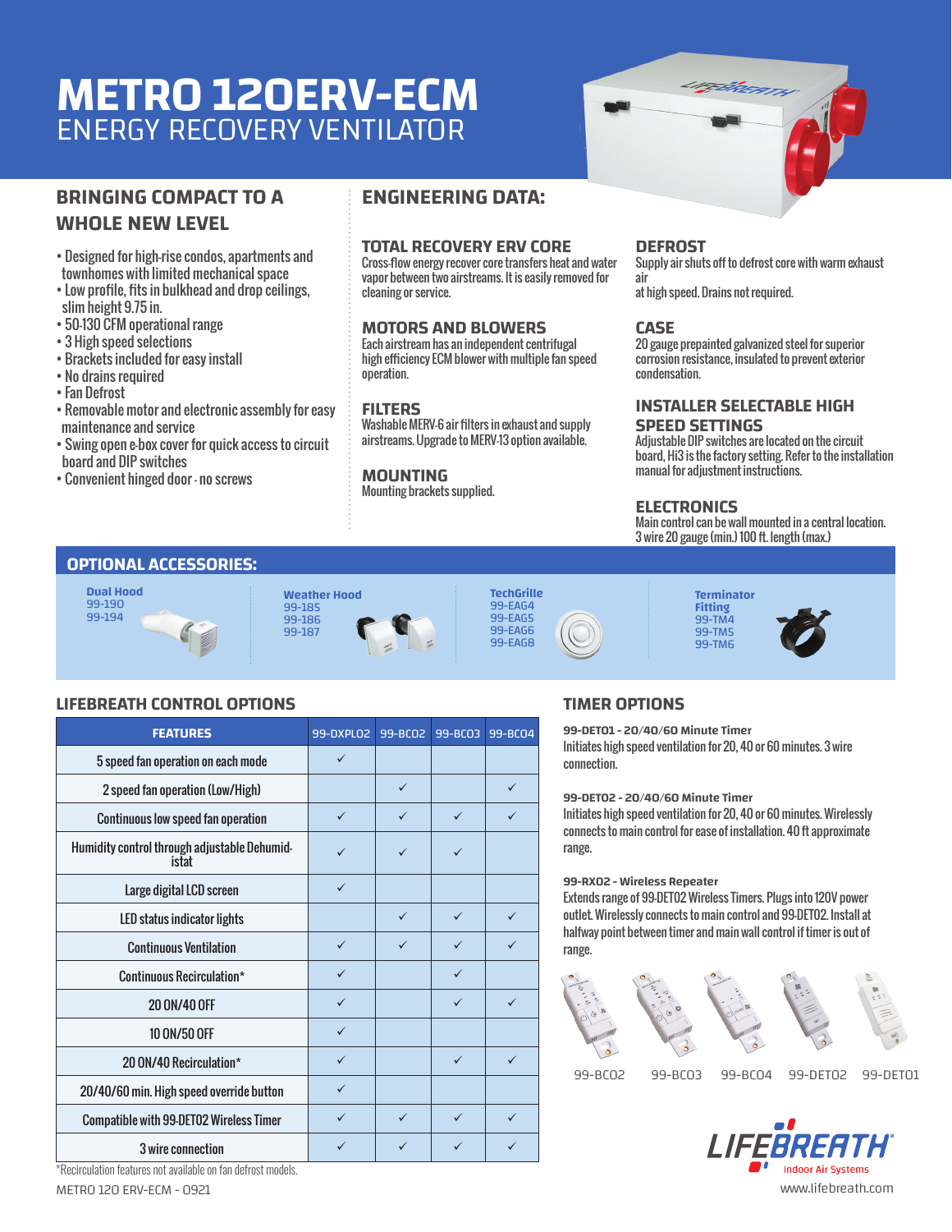# METRO 120ERV-ECM
ENERGY RECOVERY VENTILATOR

## BRINGING COMPACT TO A WHOLE NEW LEVEL

- Designed for high-rise condos, apartments and townhomes with limited mechanical space
- Low profile, fits in bulkhead and drop ceilings, slim height 9.75 in.
- 50-130 CFM operational range
- 3 High speed selections
- Brackets included for easy install
- No drains required
- Fan Defrost
- Removable motor and electronic assembly for easy maintenance and service
- Swing open e-box cover for quick access to circuit board and DIP switches
- Convenient hinged door - no screws

## ENGINEERING DATA:

### TOTAL RECOVERY ERV CORE
Cross-flow energy recover core transfers heat and water vapor between two airstreams. It is easily removed for cleaning or service.

### MOTORS AND BLOWERS
Each airstream has an independent centrifugal high efficiency ECM blower with multiple fan speed operation.

### FILTERS
Washable MERV-6 air filters in exhaust and supply airstreams. Upgrade to MERV-13 option available.

### MOUNTING
Mounting brackets supplied.

### DEFROST
Supply air shuts off to defrost core with warm exhaust air
at high speed. Drains not required.

### CASE
20 gauge prepainted galvanized steel for superior corrosion resistance, insulated to prevent exterior condensation.

### INSTALLER SELECTABLE HIGH SPEED SETTINGS
Adjustable DIP switches are located on the circuit board, Hi3 is the factory setting. Refer to the installation manual for adjustment instructions.

### ELECTRONICS
Main control can be wall mounted in a central location. 3 wire 20 gauge (min.) 100 ft. length (max.)

## OPTIONAL ACCESSORIES:

**Dual Hood**
99-190
99-194

**Weather Hood**
99-185
99-186
99-187

**TechGrille**
99-EAG4
99-EAG5
99-EAG6
99-EAG8

**Terminator Fitting**
99-TM4
99-TM5
99-TM6

## LIFEBREATH CONTROL OPTIONS

| FEATURES | 99-DXPLO2 | 99-BCO2 | 99-BCO3 | 99-BCO4 |
|---|---|---|---|---|
| 5 speed fan operation on each mode | ✓ | | | |
| 2 speed fan operation (Low/High) | | ✓ | | ✓ |
| Continuous low speed fan operation | ✓ | ✓ | ✓ | ✓ |
| Humidity control through adjustable Dehumidistat | ✓ | ✓ | ✓ | |
| Large digital LCD screen | ✓ | | | |
| LED status indicator lights | | ✓ | ✓ | ✓ |
| Continuous Ventilation | ✓ | ✓ | ✓ | ✓ |
| Continuous Recirculation* | ✓ | | ✓ | |
| 20 ON/40 OFF | ✓ | | ✓ | ✓ |
| 10 ON/50 OFF | ✓ | | | |
| 20 ON/40 Recirculation* | ✓ | | ✓ | ✓ |
| 20/40/60 min. High speed override button | ✓ | | | |
| Compatible with 99-DET02 Wireless Timer | ✓ | ✓ | ✓ | ✓ |
| 3 wire connection | ✓ | ✓ | ✓ | ✓ |

*Recirculation features not available on fan defrost models.

## TIMER OPTIONS

**99-DET01 - 20/40/60 Minute Timer**
Initiates high speed ventilation for 20, 40 or 60 minutes. 3 wire connection.

**99-DET02 - 20/40/60 Minute Timer**
Initiates high speed ventilation for 20, 40 or 60 minutes. Wirelessly connects to main control for ease of installation. 40 ft approximate range.

**99-RX02 - Wireless Repeater**
Extends range of 99-DET02 Wireless Timers. Plugs into 120V power outlet. Wirelessly connects to main control and 99-DET02. Install at halfway point between timer and main wall control if timer is out of range.

99-BC02 99-BC03 99-BC04 99-DET02 99-DET01

LIFEBREATH Indoor Air Systems
www.lifebreath.com

METRO 120 ERV-ECM - 0921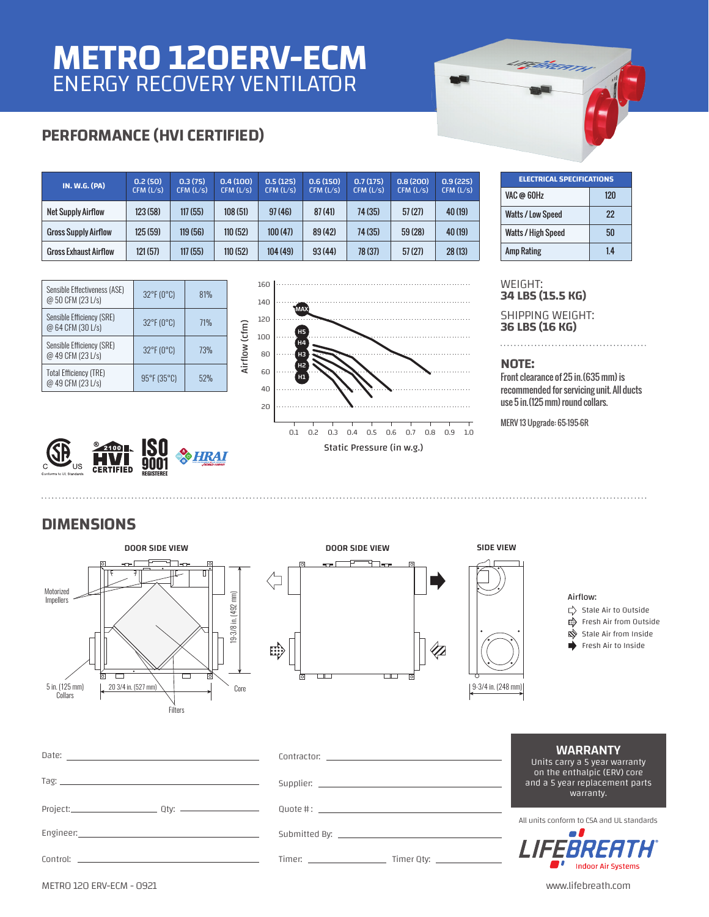# METRO 120ERV-ECM
## ENERGY RECOVERY VENTILATOR

## PERFORMANCE (HVI CERTIFIED)

| IN. W.G. (PA) | 0.2 (50) CFM (L/s) | 0.3 (75) CFM (L/s) | 0.4 (100) CFM (L/s) | 0.5 (125) CFM (L/s) | 0.6 (150) CFM (L/s) | 0.7 (175) CFM (L/s) | 0.8 (200) CFM (L/s) | 0.9 (225) CFM (L/s) |
|---|---|---|---|---|---|---|---|---|
| Net Supply Airflow | 123 (58) | 117 (55) | 108 (51) | 97 (46) | 87 (41) | 74 (35) | 57 (27) | 40 (19) |
| Gross Supply Airflow | 125 (59) | 119 (56) | 110 (52) | 100 (47) | 89 (42) | 74 (35) | 59 (28) | 40 (19) |
| Gross Exhaust Airflow | 121 (57) | 117 (55) | 110 (52) | 104 (49) | 93 (44) | 78 (37) | 57 (27) | 28 (13) |

| ELECTRICAL SPECIFICATIONS | |
|---|---|
| VAC @ 60Hz | 120 |
| Watts / Low Speed | 22 |
| Watts / High Speed | 50 |
| Amp Rating | 1.4 |

| | | |
|---|---|---|
| Sensible Effectiveness (ASE) @ 50 CFM (23 L/s) | 32°F (0°C) | 81% |
| Sensible Efficiency (SRE) @ 64 CFM (30 L/s) | 32°F (0°C) | 71% |
| Sensible Efficiency (SRE) @ 49 CFM (23 L/s) | 32°F (0°C) | 73% |
| Total Efficiency (TRE) @ 49 CFM (23 L/s) | 95°F (35°C) | 52% |

Airflow (cfm)
160
140
120
100
80
60
40
20
MAX
H5
H4
H3
H2
H1
0.1 0.2 0.3 0.4 0.5 0.6 0.7 0.8 0.9 1.0
Static Pressure (in w.g.)

WEIGHT:
**34 LBS (15.5 KG)**

SHIPPING WEIGHT:
**36 LBS (16 KG)**

### NOTE:
Front clearance of 25 in. (635 mm) is recommended for servicing unit. All ducts use 5 in. (125 mm) round collars.

MERV 13 Upgrade: 65-195-6R

## DIMENSIONS

DOOR SIDE VIEW

Motorized Impellers
5 in. (125 mm) Collars
20 3/4 in. (527 mm)
19-3/8 in. (492 mm)
Core
Filters

DOOR SIDE VIEW

SIDE VIEW

9-3/4 in. (248 mm)

Airflow:
- Stale Air to Outside
- Fresh Air from Outside
- Stale Air from Inside
- Fresh Air to Inside

Date: ____________________

Tag: ____________________

Project: ____________ Qty: ____________

Engineer: ____________________

Control: ____________________

Contractor: ____________________

Supplier: ____________________

Quote #: ____________________

Submitted By: ____________________

Timer: ____________ Timer Qty: ____________

**WARRANTY**
Units carry a 5 year warranty on the enthalpic (ERV) core and a 5 year replacement parts warranty.

All units conform to CSA and UL standards

LIFEBREATH Indoor Air Systems

METRO 120 ERV-ECM - 0921

www.lifebreath.com